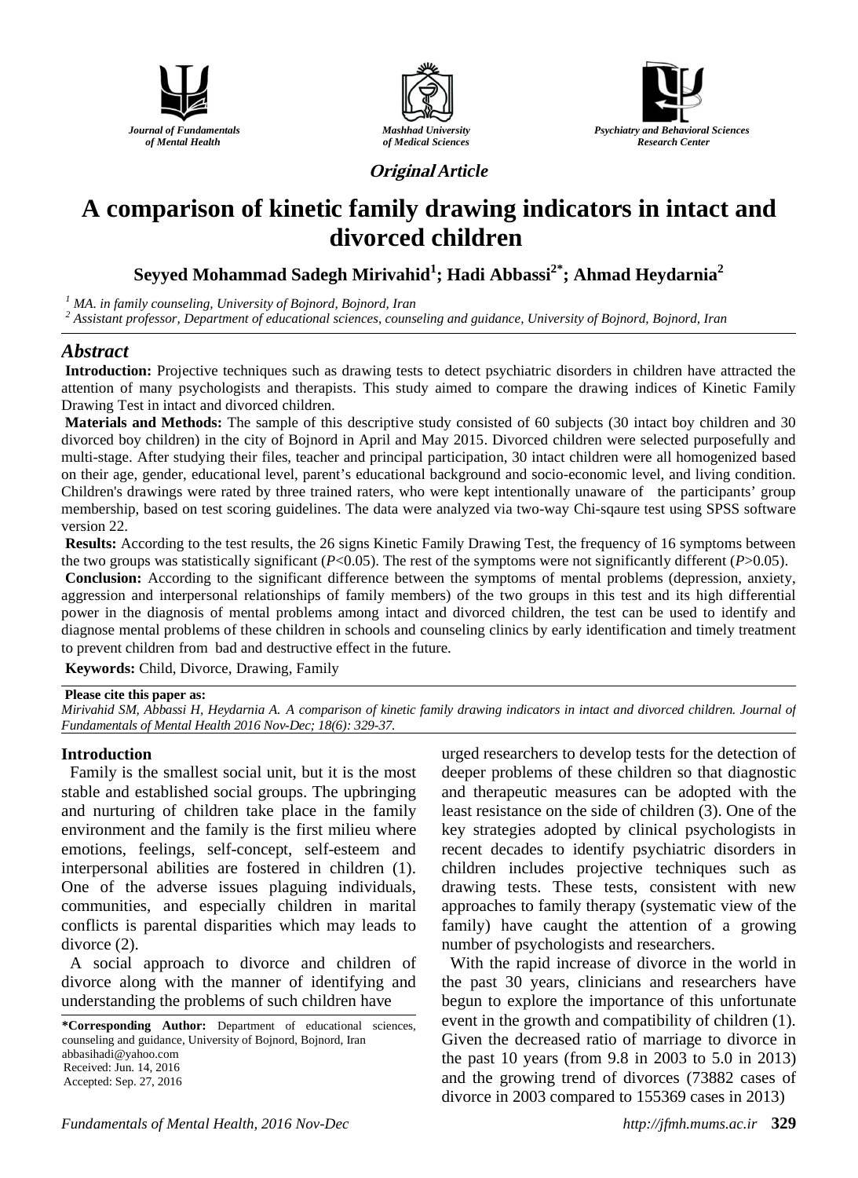Journal of Fundamentals of Mental Health

Mashhad University of Medical Sciences

Psychiatry and Behavioral Sciences Research Center

*Original Article*

# A comparison of kinetic family drawing indicators in intact and divorced children

**Seyyed Mohammad Sadegh Mirivahid[1]; Hadi Abbassi[2*]; Ahmad Heydarnia[2]**

[1] *MA. in family counseling, University of Bojnord, Bojnord, Iran*
[2] *Assistant professor, Department of educational sciences, counseling and guidance, University of Bojnord, Bojnord, Iran*

## Abstract

**Introduction:** Projective techniques such as drawing tests to detect psychiatric disorders in children have attracted the attention of many psychologists and therapists. This study aimed to compare the drawing indices of Kinetic Family Drawing Test in intact and divorced children.

**Materials and Methods:** The sample of this descriptive study consisted of 60 subjects (30 intact boy children and 30 divorced boy children) in the city of Bojnord in April and May 2015. Divorced children were selected purposefully and multi-stage. After studying their files, teacher and principal participation, 30 intact children were all homogenized based on their age, gender, educational level, parent's educational background and socio-economic level, and living condition. Children's drawings were rated by three trained raters, who were kept intentionally unaware of the participants' group membership, based on test scoring guidelines. The data were analyzed via two-way Chi-sqaure test using SPSS software version 22.

**Results:** According to the test results, the 26 signs Kinetic Family Drawing Test, the frequency of 16 symptoms between the two groups was statistically significant ($P<0.05$). The rest of the symptoms were not significantly different ($P>0.05$).

**Conclusion:** According to the significant difference between the symptoms of mental problems (depression, anxiety, aggression and interpersonal relationships of family members) of the two groups in this test and its high differential power in the diagnosis of mental problems among intact and divorced children, the test can be used to identify and diagnose mental problems of these children in schools and counseling clinics by early identification and timely treatment to prevent children from bad and destructive effect in the future.

**Keywords:** Child, Divorce, Drawing, Family

**Please cite this paper as:**
*Mirivahid SM, Abbassi H, Heydarnia A. A comparison of kinetic family drawing indicators in intact and divorced children. Journal of Fundamentals of Mental Health 2016 Nov-Dec; 18(6): 329-37.*

## Introduction

Family is the smallest social unit, but it is the most stable and established social groups. The upbringing and nurturing of children take place in the family environment and the family is the first milieu where emotions, feelings, self-concept, self-esteem and interpersonal abilities are fostered in children (1). One of the adverse issues plaguing individuals, communities, and especially children in marital conflicts is parental disparities which may leads to divorce (2).

A social approach to divorce and children of divorce along with the manner of identifying and understanding the problems of such children have urged researchers to develop tests for the detection of deeper problems of these children so that diagnostic and therapeutic measures can be adopted with the least resistance on the side of children (3). One of the key strategies adopted by clinical psychologists in recent decades to identify psychiatric disorders in children includes projective techniques such as drawing tests. These tests, consistent with new approaches to family therapy (systematic view of the family) have caught the attention of a growing number of psychologists and researchers.

With the rapid increase of divorce in the world in the past 30 years, clinicians and researchers have begun to explore the importance of this unfortunate event in the growth and compatibility of children (1). Given the decreased ratio of marriage to divorce in the past 10 years (from 9.8 in 2003 to 5.0 in 2013) and the growing trend of divorces (73882 cases of divorce in 2003 compared to 155369 cases in 2013)

**\*Corresponding Author:** Department of educational sciences, counseling and guidance, University of Bojnord, Bojnord, Iran
abbasihadi@yahoo.com
Received: Jun. 14, 2016
Accepted: Sep. 27, 2016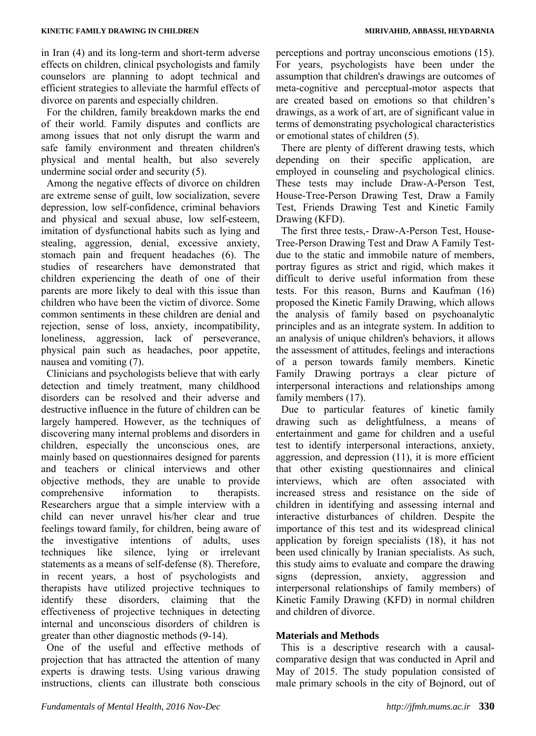in Iran (4) and its long-term and short-term adverse effects on children, clinical psychologists and family counselors are planning to adopt technical and efficient strategies to alleviate the harmful effects of divorce on parents and especially children.

For the children, family breakdown marks the end of their world. Family disputes and conflicts are among issues that not only disrupt the warm and safe family environment and threaten children's physical and mental health, but also severely undermine social order and security (5).

Among the negative effects of divorce on children are extreme sense of guilt, low socialization, severe depression, low self-confidence, criminal behaviors and physical and sexual abuse, low self-esteem, imitation of dysfunctional habits such as lying and stealing, aggression, denial, excessive anxiety, stomach pain and frequent headaches (6). The studies of researchers have demonstrated that children experiencing the death of one of their parents are more likely to deal with this issue than children who have been the victim of divorce. Some common sentiments in these children are denial and rejection, sense of loss, anxiety, incompatibility, loneliness, aggression, lack of perseverance, physical pain such as headaches, poor appetite, nausea and vomiting (7).

Clinicians and psychologists believe that with early detection and timely treatment, many childhood disorders can be resolved and their adverse and destructive influence in the future of children can be largely hampered. However, as the techniques of discovering many internal problems and disorders in children, especially the unconscious ones, are mainly based on questionnaires designed for parents and teachers or clinical interviews and other objective methods, they are unable to provide comprehensive information to therapists. Researchers argue that a simple interview with a child can never unravel his/her clear and true feelings toward family, for children, being aware of the investigative intentions of adults, uses techniques like silence, lying or irrelevant statements as a means of self-defense (8). Therefore, in recent years, a host of psychologists and therapists have utilized projective techniques to identify these disorders, claiming that the effectiveness of projective techniques in detecting internal and unconscious disorders of children is greater than other diagnostic methods (9-14).

One of the useful and effective methods of projection that has attracted the attention of many experts is drawing tests. Using various drawing instructions, clients can illustrate both conscious perceptions and portray unconscious emotions (15). For years, psychologists have been under the assumption that children's drawings are outcomes of meta-cognitive and perceptual-motor aspects that are created based on emotions so that children's drawings, as a work of art, are of significant value in terms of demonstrating psychological characteristics or emotional states of children (5).

There are plenty of different drawing tests, which depending on their specific application, are employed in counseling and psychological clinics. These tests may include Draw-A-Person Test, House-Tree-Person Drawing Test, Draw a Family Test, Friends Drawing Test and Kinetic Family Drawing (KFD).

The first three tests,- Draw-A-Person Test, House-Tree-Person Drawing Test and Draw A Family Test- due to the static and immobile nature of members, portray figures as strict and rigid, which makes it difficult to derive useful information from these tests. For this reason, Burns and Kaufman (16) proposed the Kinetic Family Drawing, which allows the analysis of family based on psychoanalytic principles and as an integrate system. In addition to an analysis of unique children's behaviors, it allows the assessment of attitudes, feelings and interactions of a person towards family members. Kinetic Family Drawing portrays a clear picture of interpersonal interactions and relationships among family members (17).

Due to particular features of kinetic family drawing such as delightfulness, a means of entertainment and game for children and a useful test to identify interpersonal interactions, anxiety, aggression, and depression (11), it is more efficient that other existing questionnaires and clinical interviews, which are often associated with increased stress and resistance on the side of children in identifying and assessing internal and interactive disturbances of children. Despite the importance of this test and its widespread clinical application by foreign specialists (18), it has not been used clinically by Iranian specialists. As such, this study aims to evaluate and compare the drawing signs (depression, anxiety, aggression and interpersonal relationships of family members) of Kinetic Family Drawing (KFD) in normal children and children of divorce.

## Materials and Methods

This is a descriptive research with a causal-comparative design that was conducted in April and May of 2015. The study population consisted of male primary schools in the city of Bojnord, out of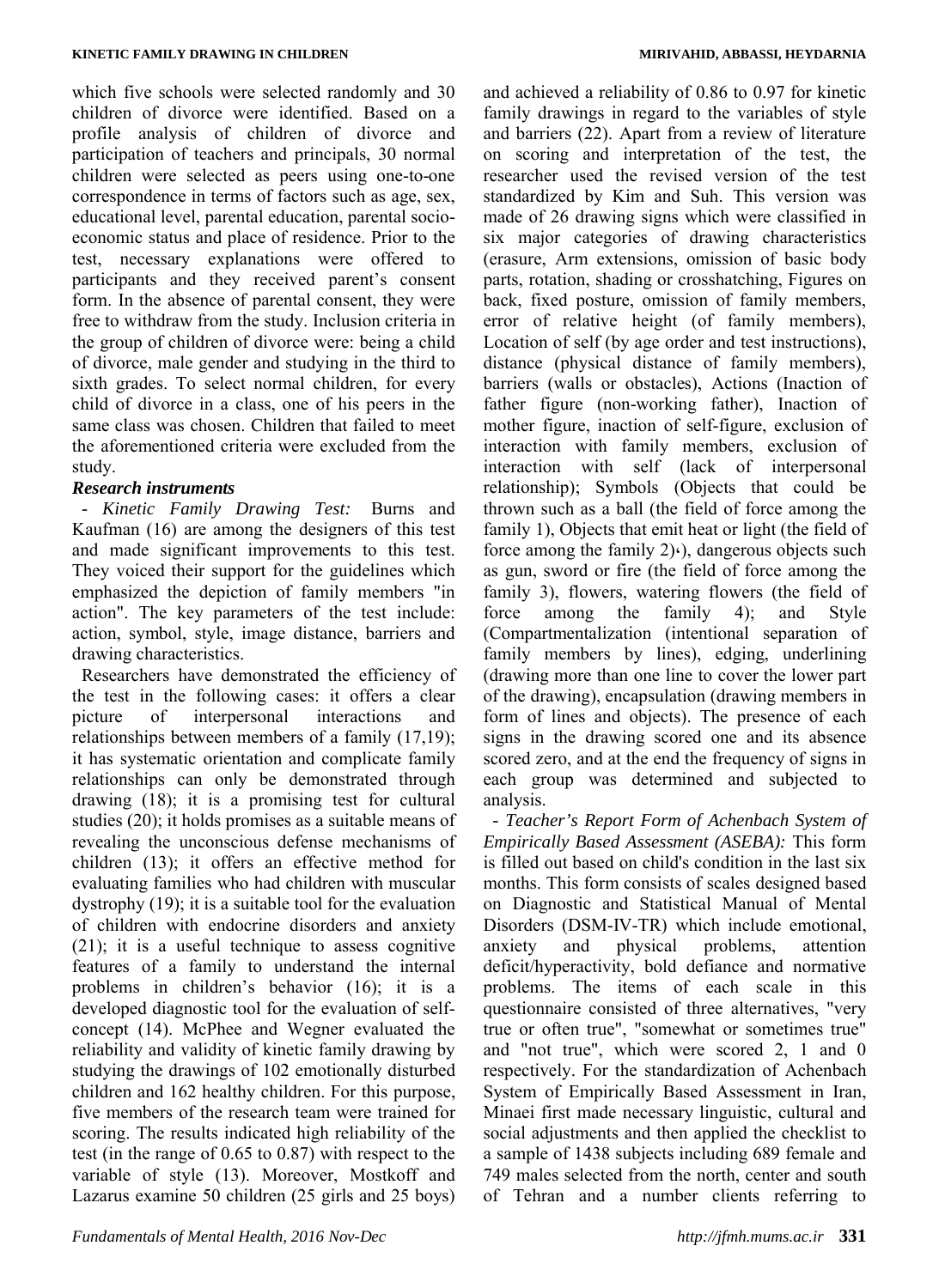which five schools were selected randomly and 30 children of divorce were identified. Based on a profile analysis of children of divorce and participation of teachers and principals, 30 normal children were selected as peers using one-to-one correspondence in terms of factors such as age, sex, educational level, parental education, parental socio-economic status and place of residence. Prior to the test, necessary explanations were offered to participants and they received parent's consent form. In the absence of parental consent, they were free to withdraw from the study. Inclusion criteria in the group of children of divorce were: being a child of divorce, male gender and studying in the third to sixth grades. To select normal children, for every child of divorce in a class, one of his peers in the same class was chosen. Children that failed to meet the aforementioned criteria were excluded from the study.

### *Research instruments*

- *Kinetic Family Drawing Test:* Burns and Kaufman (16) are among the designers of this test and made significant improvements to this test. They voiced their support for the guidelines which emphasized the depiction of family members "in action". The key parameters of the test include: action, symbol, style, image distance, barriers and drawing characteristics.

Researchers have demonstrated the efficiency of the test in the following cases: it offers a clear picture of interpersonal interactions and relationships between members of a family (17,19); it has systematic orientation and complicate family relationships can only be demonstrated through drawing (18); it is a promising test for cultural studies (20); it holds promises as a suitable means of revealing the unconscious defense mechanisms of children (13); it offers an effective method for evaluating families who had children with muscular dystrophy (19); it is a suitable tool for the evaluation of children with endocrine disorders and anxiety (21); it is a useful technique to assess cognitive features of a family to understand the internal problems in children's behavior (16); it is a developed diagnostic tool for the evaluation of self-concept (14). McPhee and Wegner evaluated the reliability and validity of kinetic family drawing by studying the drawings of 102 emotionally disturbed children and 162 healthy children. For this purpose, five members of the research team were trained for scoring. The results indicated high reliability of the test (in the range of 0.65 to 0.87) with respect to the variable of style (13). Moreover, Mostkoff and Lazarus examine 50 children (25 girls and 25 boys) and achieved a reliability of 0.86 to 0.97 for kinetic family drawings in regard to the variables of style and barriers (22). Apart from a review of literature on scoring and interpretation of the test, the researcher used the revised version of the test standardized by Kim and Suh. This version was made of 26 drawing signs which were classified in six major categories of drawing characteristics (erasure, Arm extensions, omission of basic body parts, rotation, shading or crosshatching, Figures on back, fixed posture, omission of family members, error of relative height (of family members), Location of self (by age order and test instructions), distance (physical distance of family members), barriers (walls or obstacles), Actions (Inaction of father figure (non-working father), Inaction of mother figure, inaction of self-figure, exclusion of interaction with family members, exclusion of interaction with self (lack of interpersonal relationship); Symbols (Objects that could be thrown such as a ball (the field of force among the family 1), Objects that emit heat or light (the field of force among the family 2)،), dangerous objects such as gun, sword or fire (the field of force among the family 3), flowers, watering flowers (the field of force among the family 4); and Style (Compartmentalization (intentional separation of family members by lines), edging, underlining (drawing more than one line to cover the lower part of the drawing), encapsulation (drawing members in form of lines and objects). The presence of each signs in the drawing scored one and its absence scored zero, and at the end the frequency of signs in each group was determined and subjected to analysis.

- *Teacher's Report Form of Achenbach System of Empirically Based Assessment (ASEBA):* This form is filled out based on child's condition in the last six months. This form consists of scales designed based on Diagnostic and Statistical Manual of Mental Disorders (DSM-IV-TR) which include emotional, anxiety and physical problems, attention deficit/hyperactivity, bold defiance and normative problems. The items of each scale in this questionnaire consisted of three alternatives, "very true or often true", "somewhat or sometimes true" and "not true", which were scored 2, 1 and 0 respectively. For the standardization of Achenbach System of Empirically Based Assessment in Iran, Minaei first made necessary linguistic, cultural and social adjustments and then applied the checklist to a sample of 1438 subjects including 689 female and 749 males selected from the north, center and south of Tehran and a number clients referring to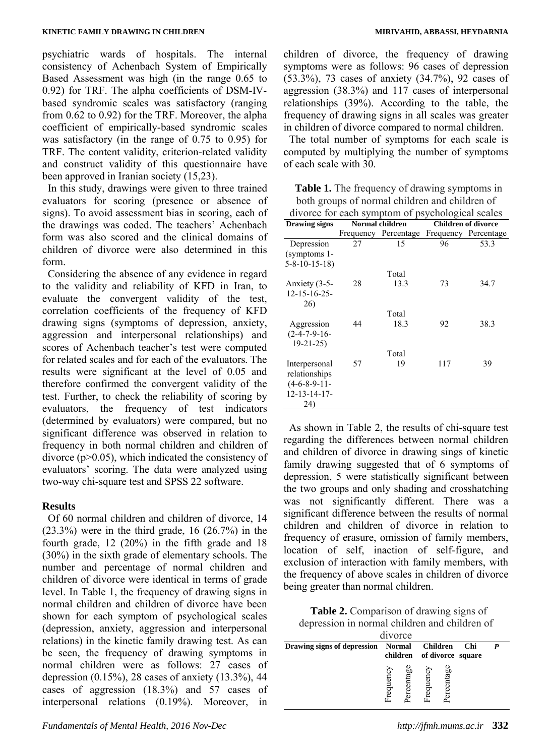psychiatric wards of hospitals. The internal consistency of Achenbach System of Empirically Based Assessment was high (in the range 0.65 to 0.92) for TRF. The alpha coefficients of DSM-IV-based syndromic scales was satisfactory (ranging from 0.62 to 0.92) for the TRF. Moreover, the alpha coefficient of empirically-based syndromic scales was satisfactory (in the range of 0.75 to 0.95) for TRF. The content validity, criterion-related validity and construct validity of this questionnaire have been approved in Iranian society (15,23).

In this study, drawings were given to three trained evaluators for scoring (presence or absence of signs). To avoid assessment bias in scoring, each of the drawings was coded. The teachers' Achenbach form was also scored and the clinical domains of children of divorce were also determined in this form.

Considering the absence of any evidence in regard to the validity and reliability of KFD in Iran, to evaluate the convergent validity of the test, correlation coefficients of the frequency of KFD drawing signs (symptoms of depression, anxiety, aggression and interpersonal relationships) and scores of Achenbach teacher's test were computed for related scales and for each of the evaluators. The results were significant at the level of 0.05 and therefore confirmed the convergent validity of the test. Further, to check the reliability of scoring by evaluators, the frequency of test indicators (determined by evaluators) were compared, but no significant difference was observed in relation to frequency in both normal children and children of divorce ($p>0.05$), which indicated the consistency of evaluators' scoring. The data were analyzed using two-way chi-square test and SPSS 22 software.

## Results

Of 60 normal children and children of divorce, 14 (23.3%) were in the third grade, 16 (26.7%) in the fourth grade, 12 (20%) in the fifth grade and 18 (30%) in the sixth grade of elementary schools. The number and percentage of normal children and children of divorce were identical in terms of grade level. In Table 1, the frequency of drawing signs in normal children and children of divorce have been shown for each symptom of psychological scales (depression, anxiety, aggression and interpersonal relations) in the kinetic family drawing test. As can be seen, the frequency of drawing symptoms in normal children were as follows: 27 cases of depression (0.15%), 28 cases of anxiety (13.3%), 44 cases of aggression (18.3%) and 57 cases of interpersonal relations (0.19%). Moreover, in children of divorce, the frequency of drawing symptoms were as follows: 96 cases of depression (53.3%), 73 cases of anxiety (34.7%), 92 cases of aggression (38.3%) and 117 cases of interpersonal relationships (39%). According to the table, the frequency of drawing signs in all scales was greater in children of divorce compared to normal children.

The total number of symptoms for each scale is computed by multiplying the number of symptoms of each scale with 30.

**Table 1.** The frequency of drawing symptoms in both groups of normal children and children of divorce for each symptom of psychological scales

| Drawing signs | Normal children | | Children of divorce | |
|---|---|---|---|---|
| | Frequency | Percentage | Frequency | Percentage |
| Depression (symptoms 1-5-8-10-15-18) | 27 | 15 | 96 | 53.3 |
| | | Total | | |
| Anxiety (3-5-12-15-16-25-26) | 28 | 13.3 | 73 | 34.7 |
| | | Total | | |
| Aggression (2-4-7-9-16-19-21-25) | 44 | 18.3 | 92 | 38.3 |
| | | Total | | |
| Interpersonal relationships (4-6-8-9-11-12-13-14-17-24) | 57 | 19 | 117 | 39 |

As shown in Table 2, the results of chi-square test regarding the differences between normal children and children of divorce in drawing sings of kinetic family drawing suggested that of 6 symptoms of depression, 5 were statistically significant between the two groups and only shading and crosshatching was not significantly different. There was a significant difference between the results of normal children and children of divorce in relation to frequency of erasure, omission of family members, location of self, inaction of self-figure, and exclusion of interaction with family members, with the frequency of above scales in children of divorce being greater than normal children.

**Table 2.** Comparison of drawing signs of depression in normal children and children of divorce

| Drawing signs of depression | Normal children | | Children of divorce | | Chi square | P |
|---|---|---|---|---|---|---|
| | Frequency | Percentage | Frequency | Percentage | | |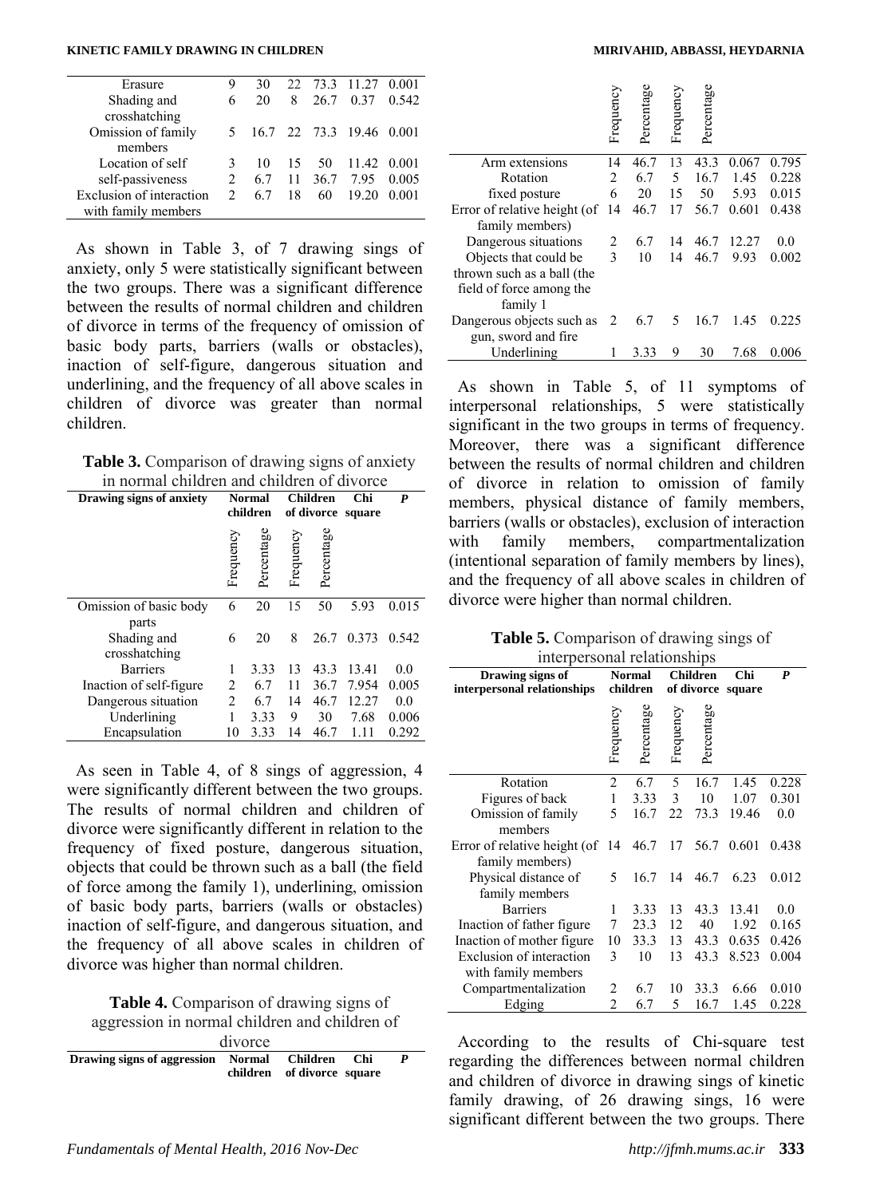| | | | | | | |
|---|---|---|---|---|---|---|
| Erasure | 9 | 30 | 22 | 73.3 | 11.27 | 0.001 |
| Shading and crosshatching | 6 | 20 | 8 | 26.7 | 0.37 | 0.542 |
| Omission of family members | 5 | 16.7 | 22 | 73.3 | 19.46 | 0.001 |
| Location of self | 3 | 10 | 15 | 50 | 11.42 | 0.001 |
| self-passiveness | 2 | 6.7 | 11 | 36.7 | 7.95 | 0.005 |
| Exclusion of interaction with family members | 2 | 6.7 | 18 | 60 | 19.20 | 0.001 |

As shown in Table 3, of 7 drawing sings of anxiety, only 5 were statistically significant between the two groups. There was a significant difference between the results of normal children and children of divorce in terms of the frequency of omission of basic body parts, barriers (walls or obstacles), inaction of self-figure, dangerous situation and underlining, and the frequency of all above scales in children of divorce was greater than normal children.

**Table 3.** Comparison of drawing signs of anxiety in normal children and children of divorce

| Drawing signs of anxiety | Normal children | | Children of divorce | | Chi square | P |
|---|---|---|---|---|---|---|
| | Frequency | Percentage | Frequency | Percentage | | |
| Omission of basic body parts | 6 | 20 | 15 | 50 | 5.93 | 0.015 |
| Shading and crosshatching | 6 | 20 | 8 | 26.7 | 0.373 | 0.542 |
| Barriers | 1 | 3.33 | 13 | 43.3 | 13.41 | 0.0 |
| Inaction of self-figure | 2 | 6.7 | 11 | 36.7 | 7.954 | 0.005 |
| Dangerous situation | 2 | 6.7 | 14 | 46.7 | 12.27 | 0.0 |
| Underlining | 1 | 3.33 | 9 | 30 | 7.68 | 0.006 |
| Encapsulation | 10 | 3.33 | 14 | 46.7 | 1.11 | 0.292 |

As seen in Table 4, of 8 sings of aggression, 4 were significantly different between the two groups. The results of normal children and children of divorce were significantly different in relation to the frequency of fixed posture, dangerous situation, objects that could be thrown such as a ball (the field of force among the family 1), underlining, omission of basic body parts, barriers (walls or obstacles) inaction of self-figure, and dangerous situation, and the frequency of all above scales in children of divorce was higher than normal children.

**Table 4.** Comparison of drawing signs of aggression in normal children and children of divorce

| Drawing signs of aggression | Normal children | | Children of divorce | | Chi square | P |
|---|---|---|---|---|---|---|
| | Frequency | Percentage | Frequency | Percentage | | |
| Arm extensions | 14 | 46.7 | 13 | 43.3 | 0.067 | 0.795 |
| Rotation | 2 | 6.7 | 5 | 16.7 | 1.45 | 0.228 |
| fixed posture | 6 | 20 | 15 | 50 | 5.93 | 0.015 |
| Error of relative height (of family members) | 14 | 46.7 | 17 | 56.7 | 0.601 | 0.438 |
| Dangerous situations | 2 | 6.7 | 14 | 46.7 | 12.27 | 0.0 |
| Objects that could be thrown such as a ball (the field of force among the family 1 | 3 | 10 | 14 | 46.7 | 9.93 | 0.002 |
| Dangerous objects such as gun, sword and fire | 2 | 6.7 | 5 | 16.7 | 1.45 | 0.225 |
| Underlining | 1 | 3.33 | 9 | 30 | 7.68 | 0.006 |

As shown in Table 5, of 11 symptoms of interpersonal relationships, 5 were statistically significant in the two groups in terms of frequency. Moreover, there was a significant difference between the results of normal children and children of divorce in relation to omission of family members, physical distance of family members, barriers (walls or obstacles), exclusion of interaction with family members, compartmentalization (intentional separation of family members by lines), and the frequency of all above scales in children of divorce were higher than normal children.

**Table 5.** Comparison of drawing sings of interpersonal relationships

| Drawing signs of interpersonal relationships | Normal children | | Children of divorce | | Chi square | P |
|---|---|---|---|---|---|---|
| | Frequency | Percentage | Frequency | Percentage | | |
| Rotation | 2 | 6.7 | 5 | 16.7 | 1.45 | 0.228 |
| Figures of back | 1 | 3.33 | 3 | 10 | 1.07 | 0.301 |
| Omission of family members | 5 | 16.7 | 22 | 73.3 | 19.46 | 0.0 |
| Error of relative height (of family members) | 14 | 46.7 | 17 | 56.7 | 0.601 | 0.438 |
| Physical distance of family members | 5 | 16.7 | 14 | 46.7 | 6.23 | 0.012 |
| Barriers | 1 | 3.33 | 13 | 43.3 | 13.41 | 0.0 |
| Inaction of father figure | 7 | 23.3 | 12 | 40 | 1.92 | 0.165 |
| Inaction of mother figure | 10 | 33.3 | 13 | 43.3 | 0.635 | 0.426 |
| Exclusion of interaction with family members | 3 | 10 | 13 | 43.3 | 8.523 | 0.004 |
| Compartmentalization | 2 | 6.7 | 10 | 33.3 | 6.66 | 0.010 |
| Edging | 2 | 6.7 | 5 | 16.7 | 1.45 | 0.228 |

According to the results of Chi-square test regarding the differences between normal children and children of divorce in drawing sings of kinetic family drawing, of 26 drawing sings, 16 were significant different between the two groups. There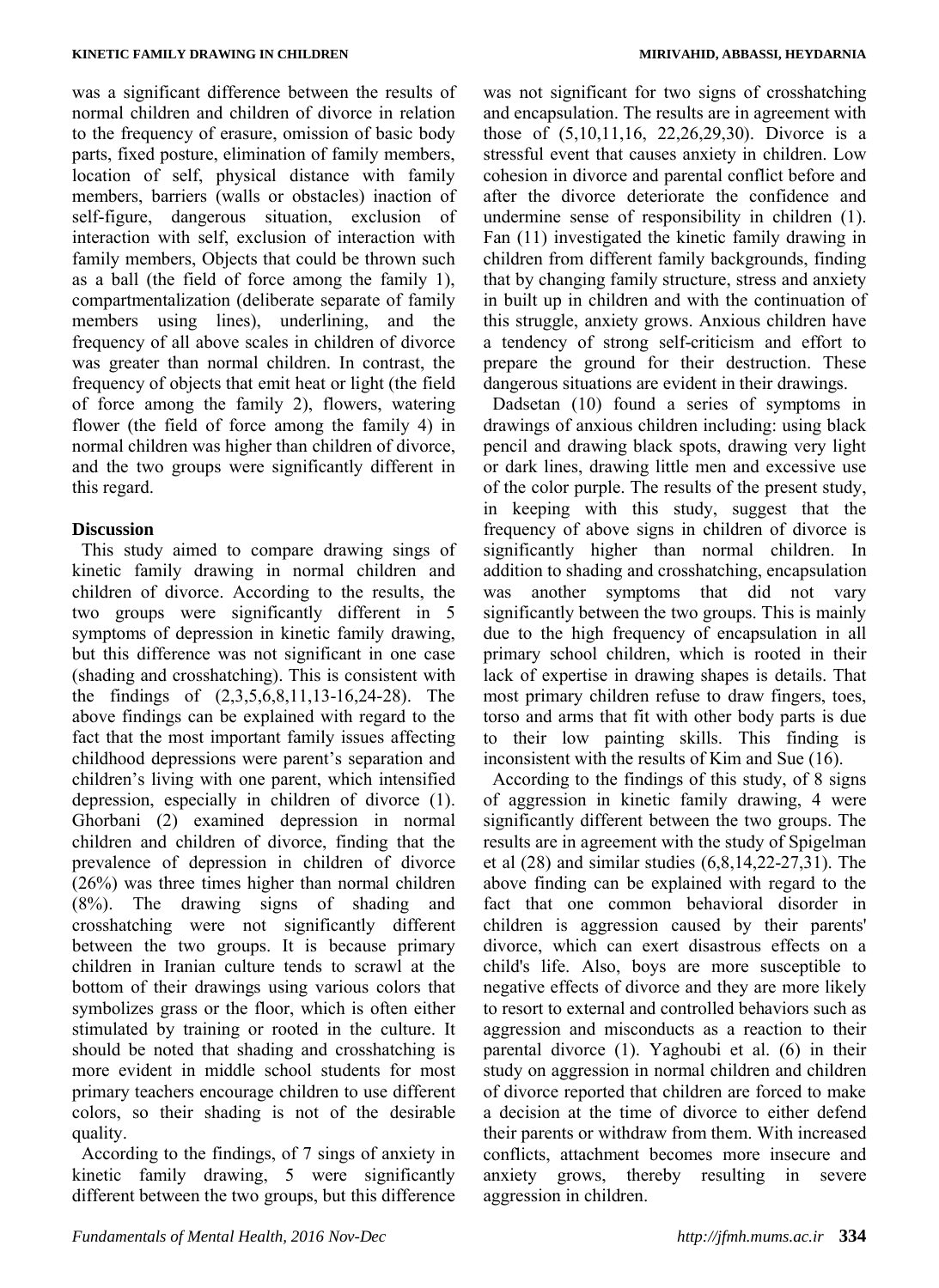was a significant difference between the results of normal children and children of divorce in relation to the frequency of erasure, omission of basic body parts, fixed posture, elimination of family members, location of self, physical distance with family members, barriers (walls or obstacles) inaction of self-figure, dangerous situation, exclusion of interaction with self, exclusion of interaction with family members, Objects that could be thrown such as a ball (the field of force among the family 1), compartmentalization (deliberate separate of family members using lines), underlining, and the frequency of all above scales in children of divorce was greater than normal children. In contrast, the frequency of objects that emit heat or light (the field of force among the family 2), flowers, watering flower (the field of force among the family 4) in normal children was higher than children of divorce, and the two groups were significantly different in this regard.

## Discussion

This study aimed to compare drawing sings of kinetic family drawing in normal children and children of divorce. According to the results, the two groups were significantly different in 5 symptoms of depression in kinetic family drawing, but this difference was not significant in one case (shading and crosshatching). This is consistent with the findings of (2,3,5,6,8,11,13-16,24-28). The above findings can be explained with regard to the fact that the most important family issues affecting childhood depressions were parent's separation and children's living with one parent, which intensified depression, especially in children of divorce (1). Ghorbani (2) examined depression in normal children and children of divorce, finding that the prevalence of depression in children of divorce (26%) was three times higher than normal children (8%). The drawing signs of shading and crosshatching were not significantly different between the two groups. It is because primary children in Iranian culture tends to scrawl at the bottom of their drawings using various colors that symbolizes grass or the floor, which is often either stimulated by training or rooted in the culture. It should be noted that shading and crosshatching is more evident in middle school students for most primary teachers encourage children to use different colors, so their shading is not of the desirable quality.

According to the findings, of 7 sings of anxiety in kinetic family drawing, 5 were significantly different between the two groups, but this difference was not significant for two signs of crosshatching and encapsulation. The results are in agreement with those of (5,10,11,16, 22,26,29,30). Divorce is a stressful event that causes anxiety in children. Low cohesion in divorce and parental conflict before and after the divorce deteriorate the confidence and undermine sense of responsibility in children (1). Fan (11) investigated the kinetic family drawing in children from different family backgrounds, finding that by changing family structure, stress and anxiety in built up in children and with the continuation of this struggle, anxiety grows. Anxious children have a tendency of strong self-criticism and effort to prepare the ground for their destruction. These dangerous situations are evident in their drawings.

Dadsetan (10) found a series of symptoms in drawings of anxious children including: using black pencil and drawing black spots, drawing very light or dark lines, drawing little men and excessive use of the color purple. The results of the present study, in keeping with this study, suggest that the frequency of above signs in children of divorce is significantly higher than normal children. In addition to shading and crosshatching, encapsulation was another symptoms that did not vary significantly between the two groups. This is mainly due to the high frequency of encapsulation in all primary school children, which is rooted in their lack of expertise in drawing shapes is details. That most primary children refuse to draw fingers, toes, torso and arms that fit with other body parts is due to their low painting skills. This finding is inconsistent with the results of Kim and Sue (16).

According to the findings of this study, of 8 signs of aggression in kinetic family drawing, 4 were significantly different between the two groups. The results are in agreement with the study of Spigelman et al (28) and similar studies (6,8,14,22-27,31). The above finding can be explained with regard to the fact that one common behavioral disorder in children is aggression caused by their parents' divorce, which can exert disastrous effects on a child's life. Also, boys are more susceptible to negative effects of divorce and they are more likely to resort to external and controlled behaviors such as aggression and misconducts as a reaction to their parental divorce (1). Yaghoubi et al. (6) in their study on aggression in normal children and children of divorce reported that children are forced to make a decision at the time of divorce to either defend their parents or withdraw from them. With increased conflicts, attachment becomes more insecure and anxiety grows, thereby resulting in severe aggression in children.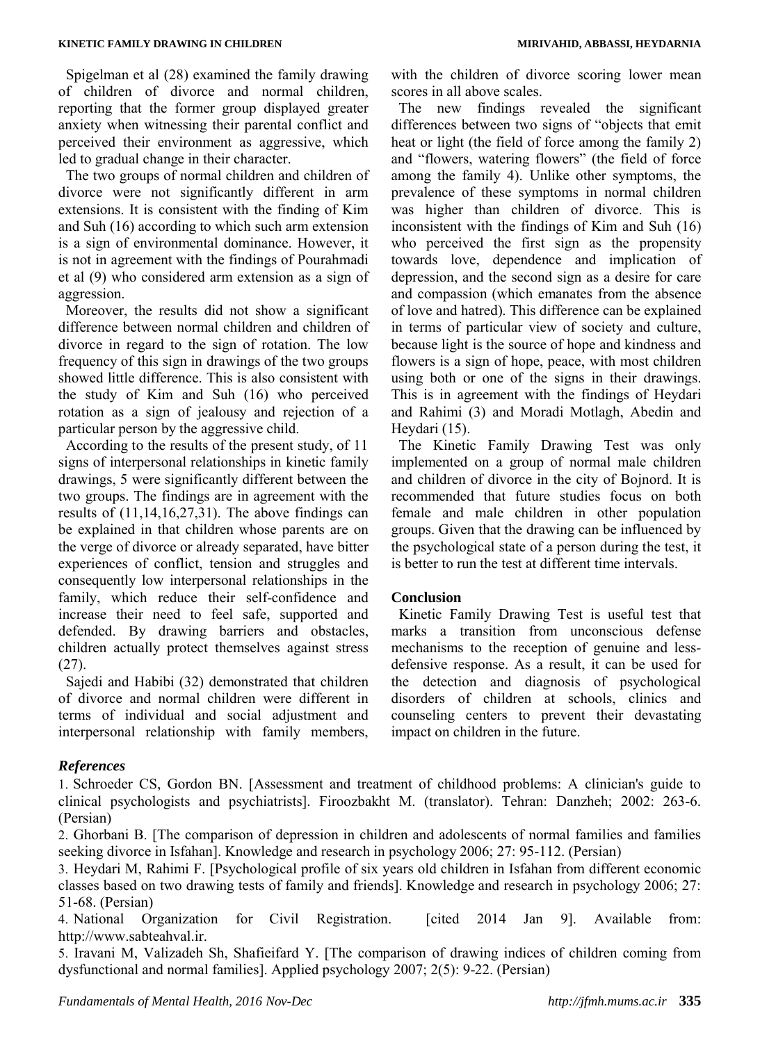Spigelman et al (28) examined the family drawing of children of divorce and normal children, reporting that the former group displayed greater anxiety when witnessing their parental conflict and perceived their environment as aggressive, which led to gradual change in their character.

The two groups of normal children and children of divorce were not significantly different in arm extensions. It is consistent with the finding of Kim and Suh (16) according to which such arm extension is a sign of environmental dominance. However, it is not in agreement with the findings of Pourahmadi et al (9) who considered arm extension as a sign of aggression.

Moreover, the results did not show a significant difference between normal children and children of divorce in regard to the sign of rotation. The low frequency of this sign in drawings of the two groups showed little difference. This is also consistent with the study of Kim and Suh (16) who perceived rotation as a sign of jealousy and rejection of a particular person by the aggressive child.

According to the results of the present study, of 11 signs of interpersonal relationships in kinetic family drawings, 5 were significantly different between the two groups. The findings are in agreement with the results of (11,14,16,27,31). The above findings can be explained in that children whose parents are on the verge of divorce or already separated, have bitter experiences of conflict, tension and struggles and consequently low interpersonal relationships in the family, which reduce their self-confidence and increase their need to feel safe, supported and defended. By drawing barriers and obstacles, children actually protect themselves against stress (27).

Sajedi and Habibi (32) demonstrated that children of divorce and normal children were different in terms of individual and social adjustment and interpersonal relationship with family members, with the children of divorce scoring lower mean scores in all above scales.

The new findings revealed the significant differences between two signs of "objects that emit heat or light (the field of force among the family 2) and "flowers, watering flowers" (the field of force among the family 4). Unlike other symptoms, the prevalence of these symptoms in normal children was higher than children of divorce. This is inconsistent with the findings of Kim and Suh (16) who perceived the first sign as the propensity towards love, dependence and implication of depression, and the second sign as a desire for care and compassion (which emanates from the absence of love and hatred). This difference can be explained in terms of particular view of society and culture, because light is the source of hope and kindness and flowers is a sign of hope, peace, with most children using both or one of the signs in their drawings. This is in agreement with the findings of Heydari and Rahimi (3) and Moradi Motlagh, Abedin and Heydari (15).

The Kinetic Family Drawing Test was only implemented on a group of normal male children and children of divorce in the city of Bojnord. It is recommended that future studies focus on both female and male children in other population groups. Given that the drawing can be influenced by the psychological state of a person during the test, it is better to run the test at different time intervals.

## Conclusion

Kinetic Family Drawing Test is useful test that marks a transition from unconscious defense mechanisms to the reception of genuine and less-defensive response. As a result, it can be used for the detection and diagnosis of psychological disorders of children at schools, clinics and counseling centers to prevent their devastating impact on children in the future.

## *References*

1. Schroeder CS, Gordon BN. [Assessment and treatment of childhood problems: A clinician's guide to clinical psychologists and psychiatrists]. Firoozbakht M. (translator). Tehran: Danzheh; 2002: 263-6. (Persian)
2. Ghorbani B. [The comparison of depression in children and adolescents of normal families and families seeking divorce in Isfahan]. Knowledge and research in psychology 2006; 27: 95-112. (Persian)
3. Heydari M, Rahimi F. [Psychological profile of six years old children in Isfahan from different economic classes based on two drawing tests of family and friends]. Knowledge and research in psychology 2006; 27: 51-68. (Persian)
4. National Organization for Civil Registration. [cited 2014 Jan 9]. Available from: http://www.sabteahval.ir.
5. Iravani M, Valizadeh Sh, Shafieifard Y. [The comparison of drawing indices of children coming from dysfunctional and normal families]. Applied psychology 2007; 2(5): 9-22. (Persian)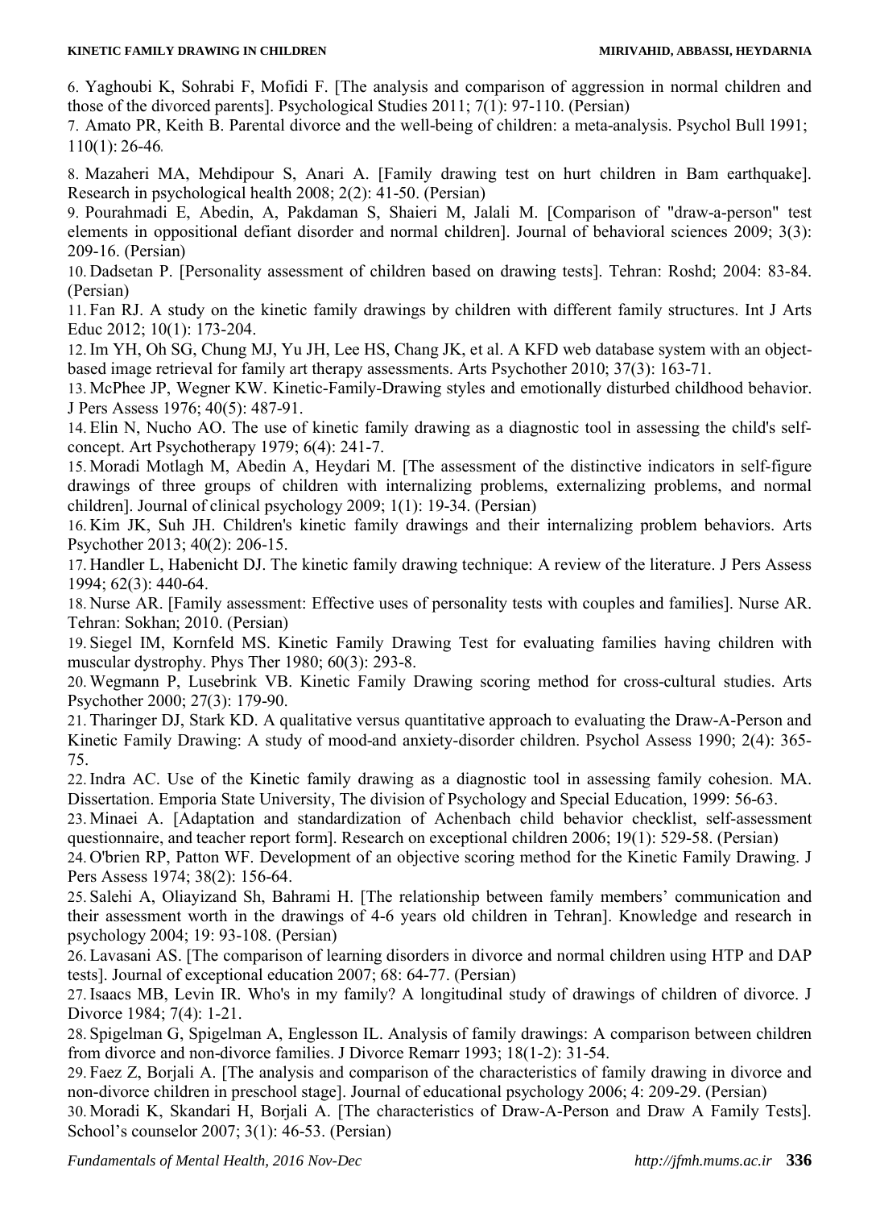6. Yaghoubi K, Sohrabi F, Mofidi F. [The analysis and comparison of aggression in normal children and those of the divorced parents]. Psychological Studies 2011; 7(1): 97-110. (Persian)

7. Amato PR, Keith B. Parental divorce and the well-being of children: a meta-analysis. Psychol Bull 1991; 110(1): 26-46.

8. Mazaheri MA, Mehdipour S, Anari A. [Family drawing test on hurt children in Bam earthquake]. Research in psychological health 2008; 2(2): 41-50. (Persian)

9. Pourahmadi E, Abedin, A, Pakdaman S, Shaieri M, Jalali M. [Comparison of "draw-a-person" test elements in oppositional defiant disorder and normal children]. Journal of behavioral sciences 2009; 3(3): 209-16. (Persian)

10. Dadsetan P. [Personality assessment of children based on drawing tests]. Tehran: Roshd; 2004: 83-84. (Persian)

11. Fan RJ. A study on the kinetic family drawings by children with different family structures. Int J Arts Educ 2012; 10(1): 173-204.

12. Im YH, Oh SG, Chung MJ, Yu JH, Lee HS, Chang JK, et al. A KFD web database system with an object-based image retrieval for family art therapy assessments. Arts Psychother 2010; 37(3): 163-71.

13. McPhee JP, Wegner KW. Kinetic-Family-Drawing styles and emotionally disturbed childhood behavior. J Pers Assess 1976; 40(5): 487-91.

14. Elin N, Nucho AO. The use of kinetic family drawing as a diagnostic tool in assessing the child's self-concept. Art Psychotherapy 1979; 6(4): 241-7.

15. Moradi Motlagh M, Abedin A, Heydari M. [The assessment of the distinctive indicators in self-figure drawings of three groups of children with internalizing problems, externalizing problems, and normal children]. Journal of clinical psychology 2009; 1(1): 19-34. (Persian)

16. Kim JK, Suh JH. Children's kinetic family drawings and their internalizing problem behaviors. Arts Psychother 2013; 40(2): 206-15.

17. Handler L, Habenicht DJ. The kinetic family drawing technique: A review of the literature. J Pers Assess 1994; 62(3): 440-64.

18. Nurse AR. [Family assessment: Effective uses of personality tests with couples and families]. Nurse AR. Tehran: Sokhan; 2010. (Persian)

19. Siegel IM, Kornfeld MS. Kinetic Family Drawing Test for evaluating families having children with muscular dystrophy. Phys Ther 1980; 60(3): 293-8.

20. Wegmann P, Lusebrink VB. Kinetic Family Drawing scoring method for cross-cultural studies. Arts Psychother 2000; 27(3): 179-90.

21. Tharinger DJ, Stark KD. A qualitative versus quantitative approach to evaluating the Draw-A-Person and Kinetic Family Drawing: A study of mood-and anxiety-disorder children. Psychol Assess 1990; 2(4): 365-75.

22. Indra AC. Use of the Kinetic family drawing as a diagnostic tool in assessing family cohesion. MA. Dissertation. Emporia State University, The division of Psychology and Special Education, 1999: 56-63.

23. Minaei A. [Adaptation and standardization of Achenbach child behavior checklist, self-assessment questionnaire, and teacher report form]. Research on exceptional children 2006; 19(1): 529-58. (Persian)

24. O'brien RP, Patton WF. Development of an objective scoring method for the Kinetic Family Drawing. J Pers Assess 1974; 38(2): 156-64.

25. Salehi A, Oliayizand Sh, Bahrami H. [The relationship between family members' communication and their assessment worth in the drawings of 4-6 years old children in Tehran]. Knowledge and research in psychology 2004; 19: 93-108. (Persian)

26. Lavasani AS. [The comparison of learning disorders in divorce and normal children using HTP and DAP tests]. Journal of exceptional education 2007; 68: 64-77. (Persian)

27. Isaacs MB, Levin IR. Who's in my family? A longitudinal study of drawings of children of divorce. J Divorce 1984; 7(4): 1-21.

28. Spigelman G, Spigelman A, Englesson IL. Analysis of family drawings: A comparison between children from divorce and non-divorce families. J Divorce Remarr 1993; 18(1-2): 31-54.

29. Faez Z, Borjali A. [The analysis and comparison of the characteristics of family drawing in divorce and non-divorce children in preschool stage]. Journal of educational psychology 2006; 4: 209-29. (Persian)

30. Moradi K, Skandari H, Borjali A. [The characteristics of Draw-A-Person and Draw A Family Tests]. School's counselor 2007; 3(1): 46-53. (Persian)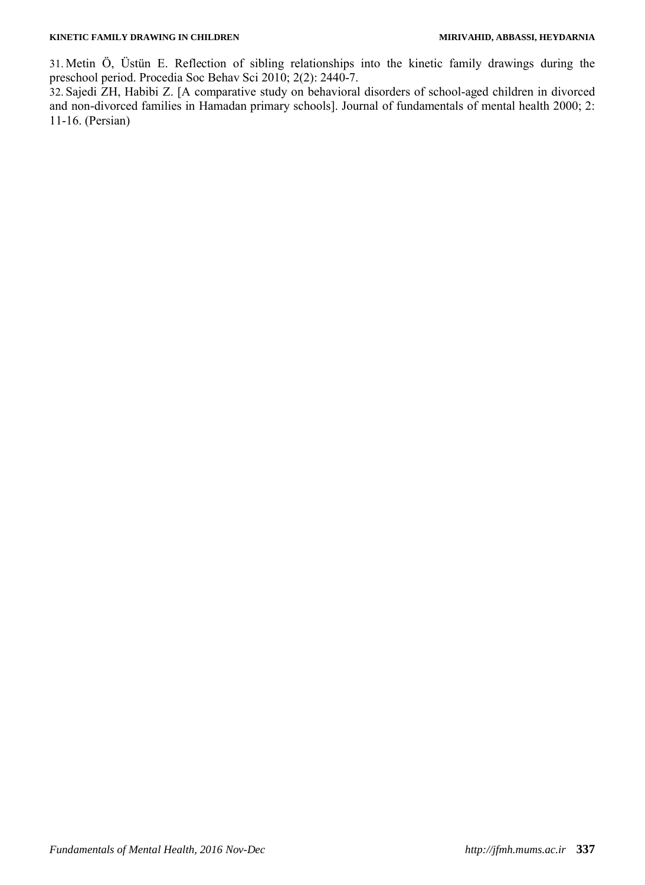31. Metin Ö, Üstün E. Reflection of sibling relationships into the kinetic family drawings during the preschool period. Procedia Soc Behav Sci 2010; 2(2): 2440-7.

32. Sajedi ZH, Habibi Z. [A comparative study on behavioral disorders of school-aged children in divorced and non-divorced families in Hamadan primary schools]. Journal of fundamentals of mental health 2000; 2: 11-16. (Persian)